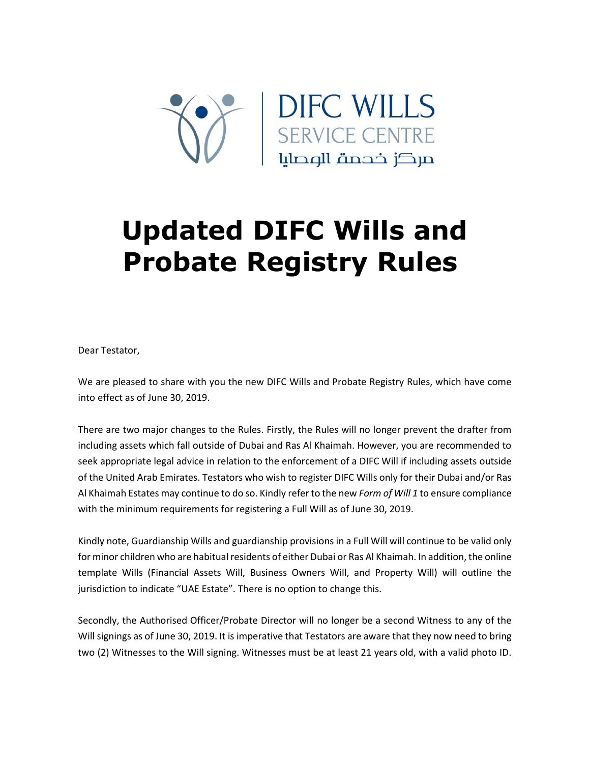DIFC WILLS
SERVICE CENTRE
مركز خدمة الوصايا

# Updated DIFC Wills and Probate Registry Rules

Dear Testator,

We are pleased to share with you the new DIFC Wills and Probate Registry Rules, which have come into effect as of June 30, 2019.

There are two major changes to the Rules. Firstly, the Rules will no longer prevent the drafter from including assets which fall outside of Dubai and Ras Al Khaimah. However, you are recommended to seek appropriate legal advice in relation to the enforcement of a DIFC Will if including assets outside of the United Arab Emirates. Testators who wish to register DIFC Wills only for their Dubai and/or Ras Al Khaimah Estates may continue to do so. Kindly refer to the new *Form of Will 1* to ensure compliance with the minimum requirements for registering a Full Will as of June 30, 2019.

Kindly note, Guardianship Wills and guardianship provisions in a Full Will will continue to be valid only for minor children who are habitual residents of either Dubai or Ras Al Khaimah. In addition, the online template Wills (Financial Assets Will, Business Owners Will, and Property Will) will outline the jurisdiction to indicate "UAE Estate". There is no option to change this.

Secondly, the Authorised Officer/Probate Director will no longer be a second Witness to any of the Will signings as of June 30, 2019. It is imperative that Testators are aware that they now need to bring two (2) Witnesses to the Will signing. Witnesses must be at least 21 years old, with a valid photo ID.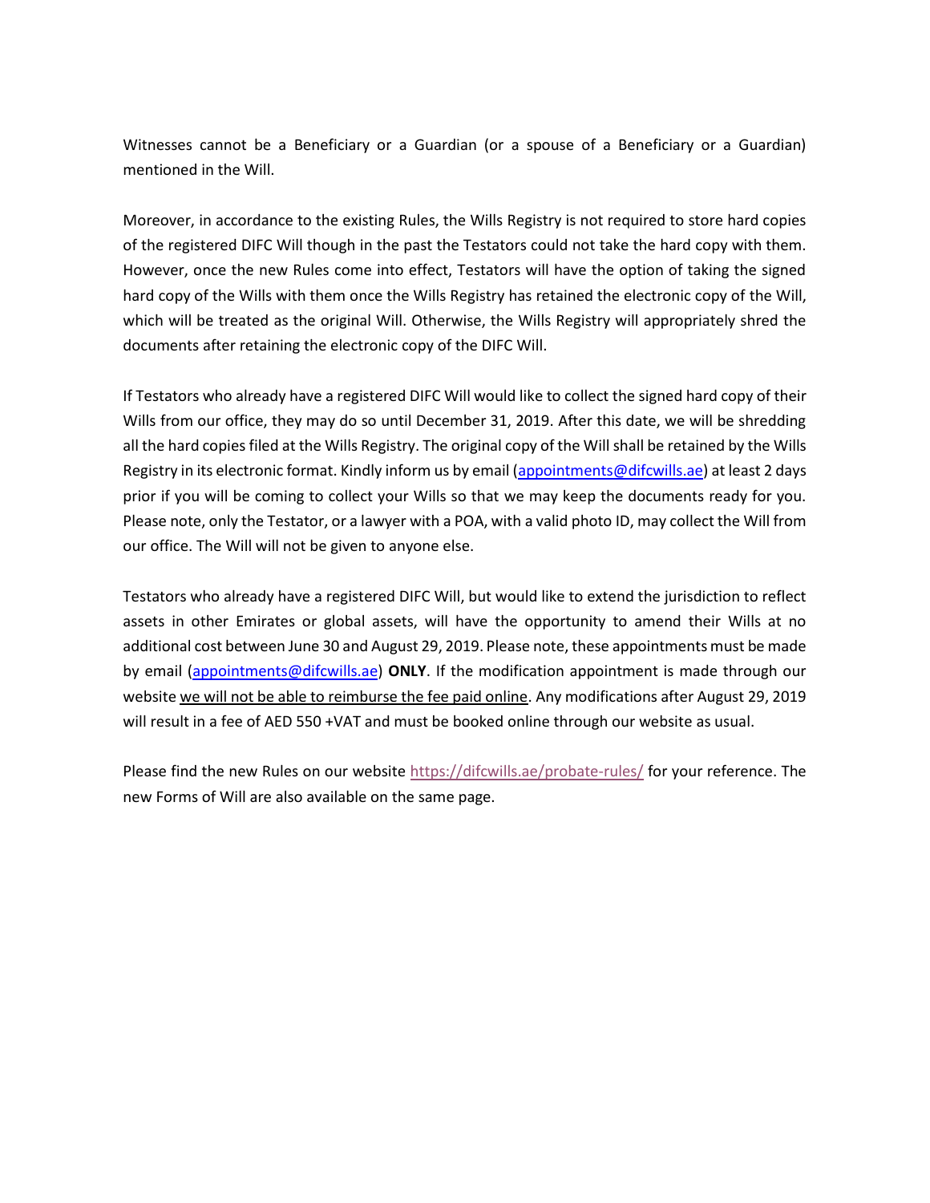Witnesses cannot be a Beneficiary or a Guardian (or a spouse of a Beneficiary or a Guardian) mentioned in the Will.

Moreover, in accordance to the existing Rules, the Wills Registry is not required to store hard copies of the registered DIFC Will though in the past the Testators could not take the hard copy with them. However, once the new Rules come into effect, Testators will have the option of taking the signed hard copy of the Wills with them once the Wills Registry has retained the electronic copy of the Will, which will be treated as the original Will. Otherwise, the Wills Registry will appropriately shred the documents after retaining the electronic copy of the DIFC Will.

If Testators who already have a registered DIFC Will would like to collect the signed hard copy of their Wills from our office, they may do so until December 31, 2019. After this date, we will be shredding all the hard copies filed at the Wills Registry. The original copy of the Will shall be retained by the Wills Registry in its electronic format. Kindly inform us by email (appointments@difcwills.ae) at least 2 days prior if you will be coming to collect your Wills so that we may keep the documents ready for you. Please note, only the Testator, or a lawyer with a POA, with a valid photo ID, may collect the Will from our office. The Will will not be given to anyone else.

Testators who already have a registered DIFC Will, but would like to extend the jurisdiction to reflect assets in other Emirates or global assets, will have the opportunity to amend their Wills at no additional cost between June 30 and August 29, 2019. Please note, these appointments must be made by email (appointments@difcwills.ae) **ONLY**. If the modification appointment is made through our website we will not be able to reimburse the fee paid online. Any modifications after August 29, 2019 will result in a fee of AED 550 +VAT and must be booked online through our website as usual.

Please find the new Rules on our website https://difcwills.ae/probate-rules/ for your reference. The new Forms of Will are also available on the same page.